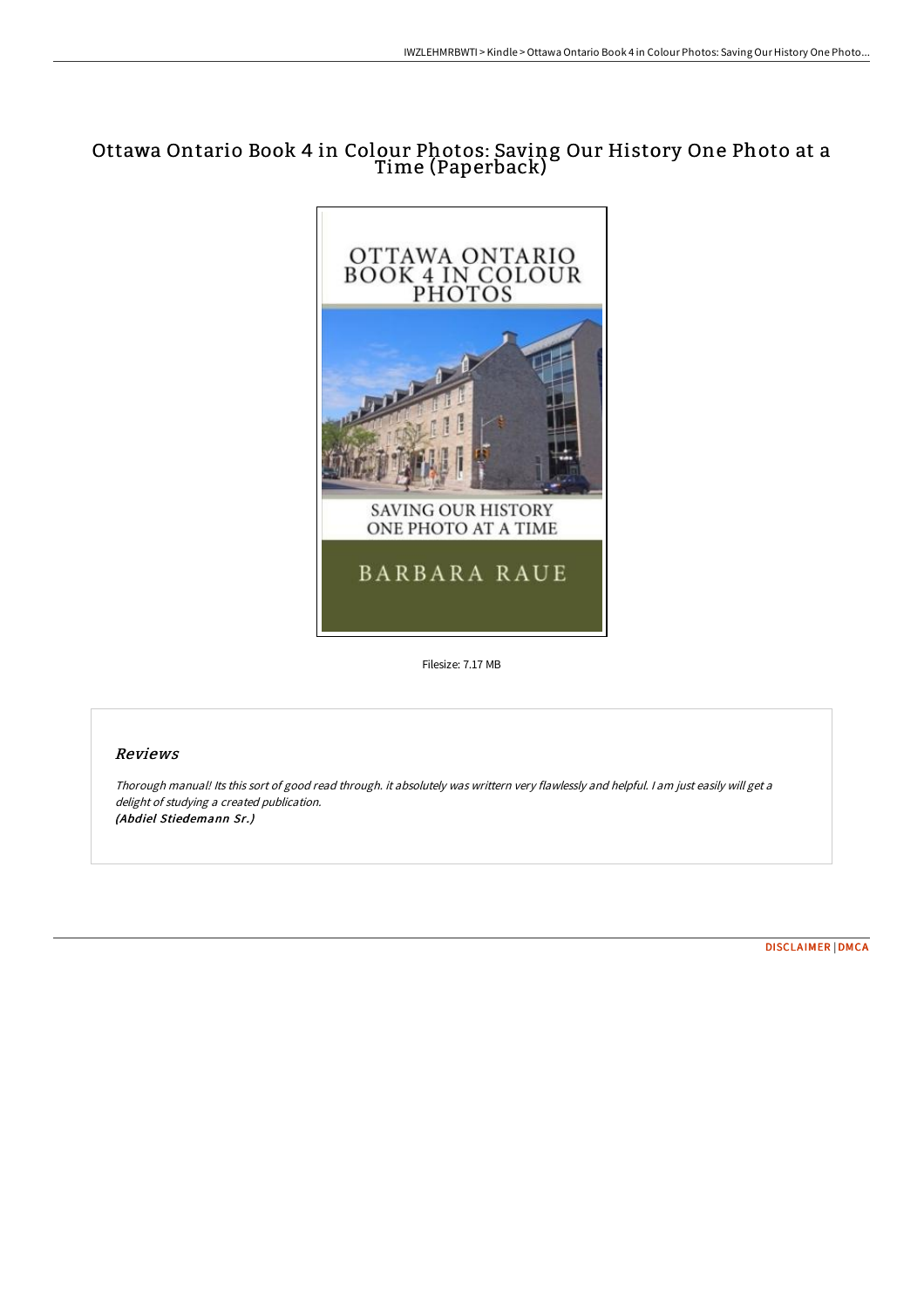# Ottawa Ontario Book 4 in Colour Photos: Saving Our History One Photo at a Time (Paperback)

Filesize: 7.17 MB

## *Reviews*

*Thorough manual! Its this sort of good read through. it absolutely was writtern very flawlessly and helpful. I am just easily will get a delight of studying a created publication.*
***(Abdiel Stiedemann Sr.)***

DISCLAIMER | DMCA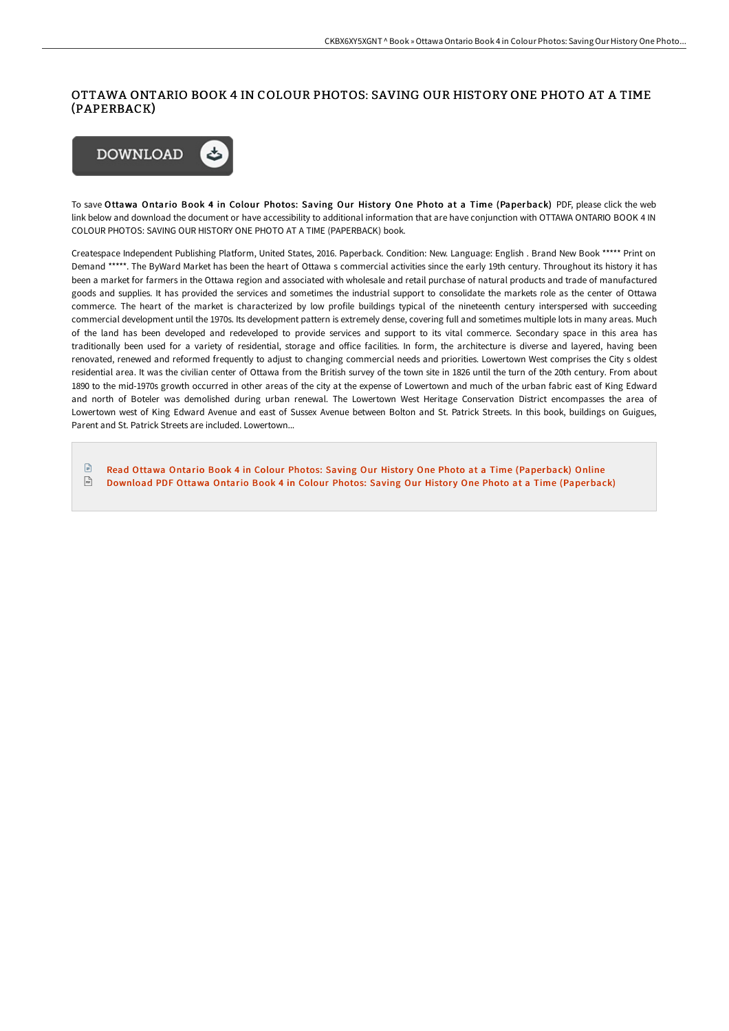# OTTAWA ONTARIO BOOK 4 IN COLOUR PHOTOS: SAVING OUR HISTORY ONE PHOTO AT A TIME (PAPERBACK)

DOWNLOAD

To save **Ottawa Ontario Book 4 in Colour Photos: Saving Our History One Photo at a Time (Paperback)** PDF, please click the web link below and download the document or have accessibility to additional information that are have conjunction with OTTAWA ONTARIO BOOK 4 IN COLOUR PHOTOS: SAVING OUR HISTORY ONE PHOTO AT A TIME (PAPERBACK) book.

Createspace Independent Publishing Platform, United States, 2016. Paperback. Condition: New. Language: English . Brand New Book ***** Print on Demand *****. The ByWard Market has been the heart of Ottawa s commercial activities since the early 19th century. Throughout its history it has been a market for farmers in the Ottawa region and associated with wholesale and retail purchase of natural products and trade of manufactured goods and supplies. It has provided the services and sometimes the industrial support to consolidate the markets role as the center of Ottawa commerce. The heart of the market is characterized by low profile buildings typical of the nineteenth century interspersed with succeeding commercial development until the 1970s. Its development pattern is extremely dense, covering full and sometimes multiple lots in many areas. Much of the land has been developed and redeveloped to provide services and support to its vital commerce. Secondary space in this area has traditionally been used for a variety of residential, storage and office facilities. In form, the architecture is diverse and layered, having been renovated, renewed and reformed frequently to adjust to changing commercial needs and priorities. Lowertown West comprises the City s oldest residential area. It was the civilian center of Ottawa from the British survey of the town site in 1826 until the turn of the 20th century. From about 1890 to the mid-1970s growth occurred in other areas of the city at the expense of Lowertown and much of the urban fabric east of King Edward and north of Boteler was demolished during urban renewal. The Lowertown West Heritage Conservation District encompasses the area of Lowertown west of King Edward Avenue and east of Sussex Avenue between Bolton and St. Patrick Streets. In this book, buildings on Guigues, Parent and St. Patrick Streets are included. Lowertown...

- Read Ottawa Ontario Book 4 in Colour Photos: Saving Our History One Photo at a Time (Paperback) Online
- Download PDF Ottawa Ontario Book 4 in Colour Photos: Saving Our History One Photo at a Time (Paperback)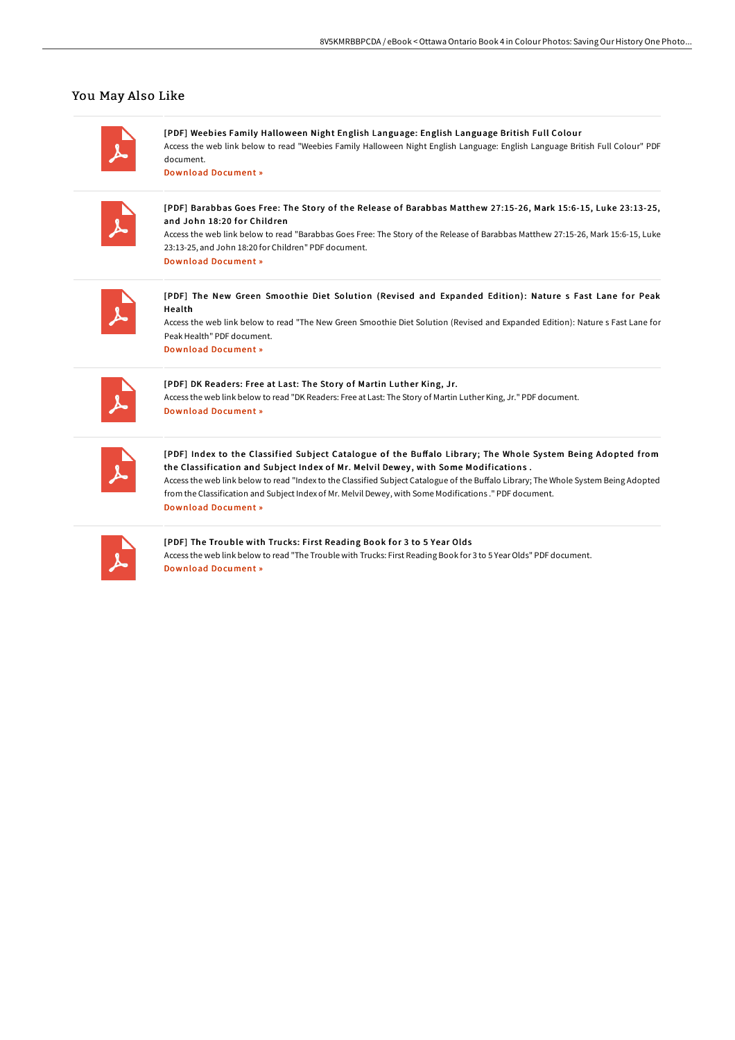## You May Also Like

**[PDF] Weebies Family Halloween Night English Language: English Language British Full Colour**

Access the web link below to read "Weebies Family Halloween Night English Language: English Language British Full Colour" PDF document.

Download Document »

**[PDF] Barabbas Goes Free: The Story of the Release of Barabbas Matthew 27:15-26, Mark 15:6-15, Luke 23:13-25, and John 18:20 for Children**

Access the web link below to read "Barabbas Goes Free: The Story of the Release of Barabbas Matthew 27:15-26, Mark 15:6-15, Luke 23:13-25, and John 18:20 for Children" PDF document.

Download Document »

**[PDF] The New Green Smoothie Diet Solution (Revised and Expanded Edition): Nature s Fast Lane for Peak Health**

Access the web link below to read "The New Green Smoothie Diet Solution (Revised and Expanded Edition): Nature s Fast Lane for Peak Health" PDF document.

Download Document »

**[PDF] DK Readers: Free at Last: The Story of Martin Luther King, Jr.**

Access the web link below to read "DK Readers: Free at Last: The Story of Martin Luther King, Jr." PDF document.

Download Document »

**[PDF] Index to the Classified Subject Catalogue of the Buffalo Library; The Whole System Being Adopted from the Classification and Subject Index of Mr. Melvil Dewey, with Some Modifications .**

Access the web link below to read "Index to the Classified Subject Catalogue of the Buffalo Library; The Whole System Being Adopted from the Classification and Subject Index of Mr. Melvil Dewey, with Some Modifications ." PDF document.

Download Document »

**[PDF] The Trouble with Trucks: First Reading Book for 3 to 5 Year Olds**

Access the web link below to read "The Trouble with Trucks: First Reading Book for 3 to 5 Year Olds" PDF document.

Download Document »